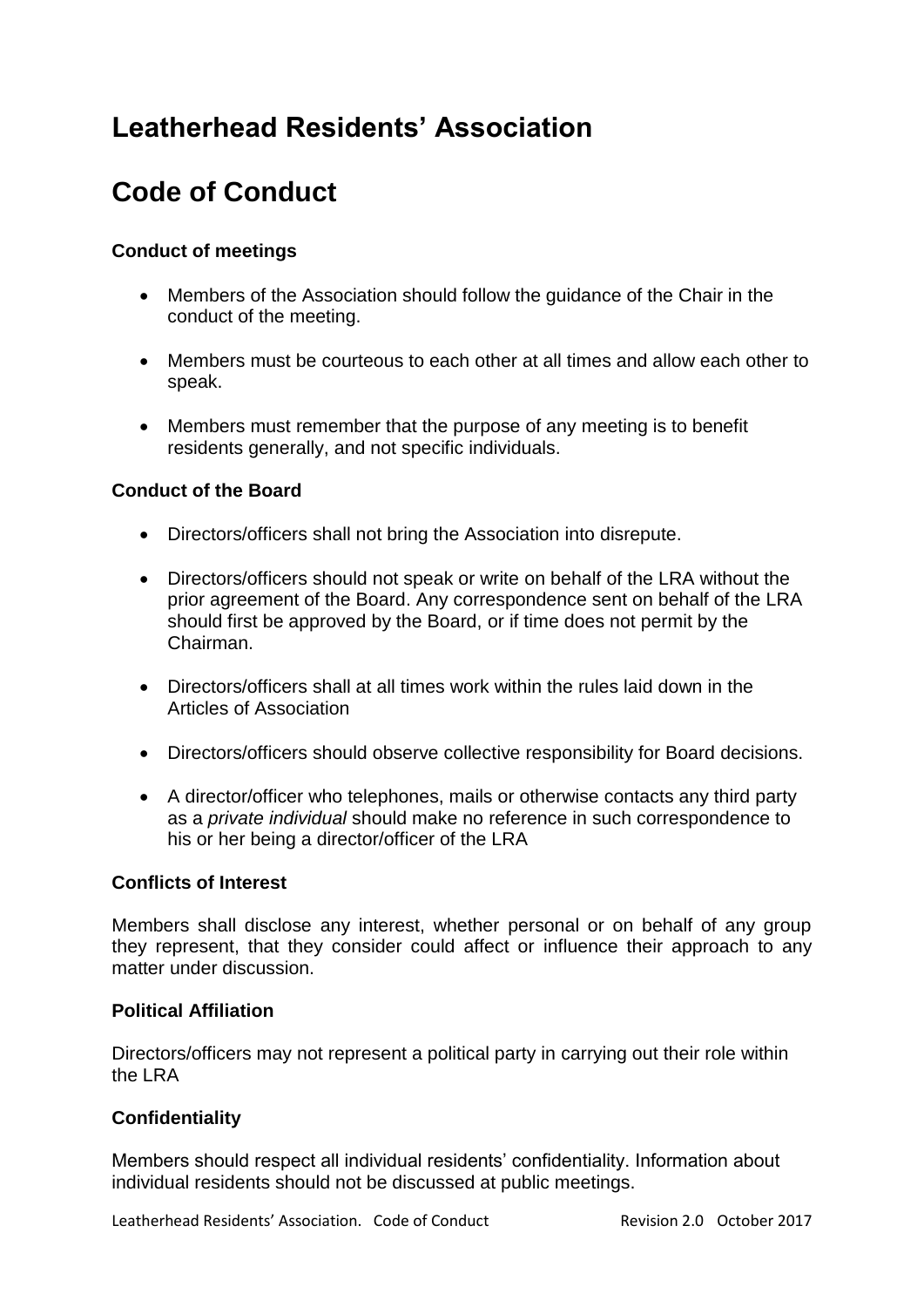# Leatherhead Residents' Association

# Code of Conduct

### Conduct of meetings

- Members of the Association should follow the guidance of the Chair in the conduct of the meeting.
- Members must be courteous to each other at all times and allow each other to speak.
- Members must remember that the purpose of any meeting is to benefit residents generally, and not specific individuals.

### Conduct of the Board

- Directors/officers shall not bring the Association into disrepute.
- Directors/officers should not speak or write on behalf of the LRA without the prior agreement of the Board. Any correspondence sent on behalf of the LRA should first be approved by the Board, or if time does not permit by the Chairman.
- Directors/officers shall at all times work within the rules laid down in the Articles of Association
- Directors/officers should observe collective responsibility for Board decisions.
- A director/officer who telephones, mails or otherwise contacts any third party as a *private individual* should make no reference in such correspondence to his or her being a director/officer of the LRA

### Conflicts of Interest

Members shall disclose any interest, whether personal or on behalf of any group they represent, that they consider could affect or influence their approach to any matter under discussion.

### Political Affiliation

Directors/officers may not represent a political party in carrying out their role within the LRA

### Confidentiality

Members should respect all individual residents' confidentiality. Information about individual residents should not be discussed at public meetings.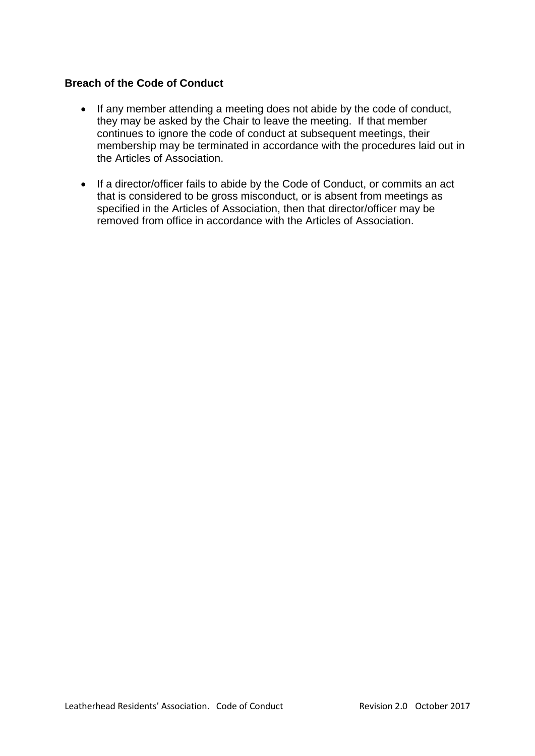**Breach of the Code of Conduct**

- If any member attending a meeting does not abide by the code of conduct, they may be asked by the Chair to leave the meeting. If that member continues to ignore the code of conduct at subsequent meetings, their membership may be terminated in accordance with the procedures laid out in the Articles of Association.

- If a director/officer fails to abide by the Code of Conduct, or commits an act that is considered to be gross misconduct, or is absent from meetings as specified in the Articles of Association, then that director/officer may be removed from office in accordance with the Articles of Association.